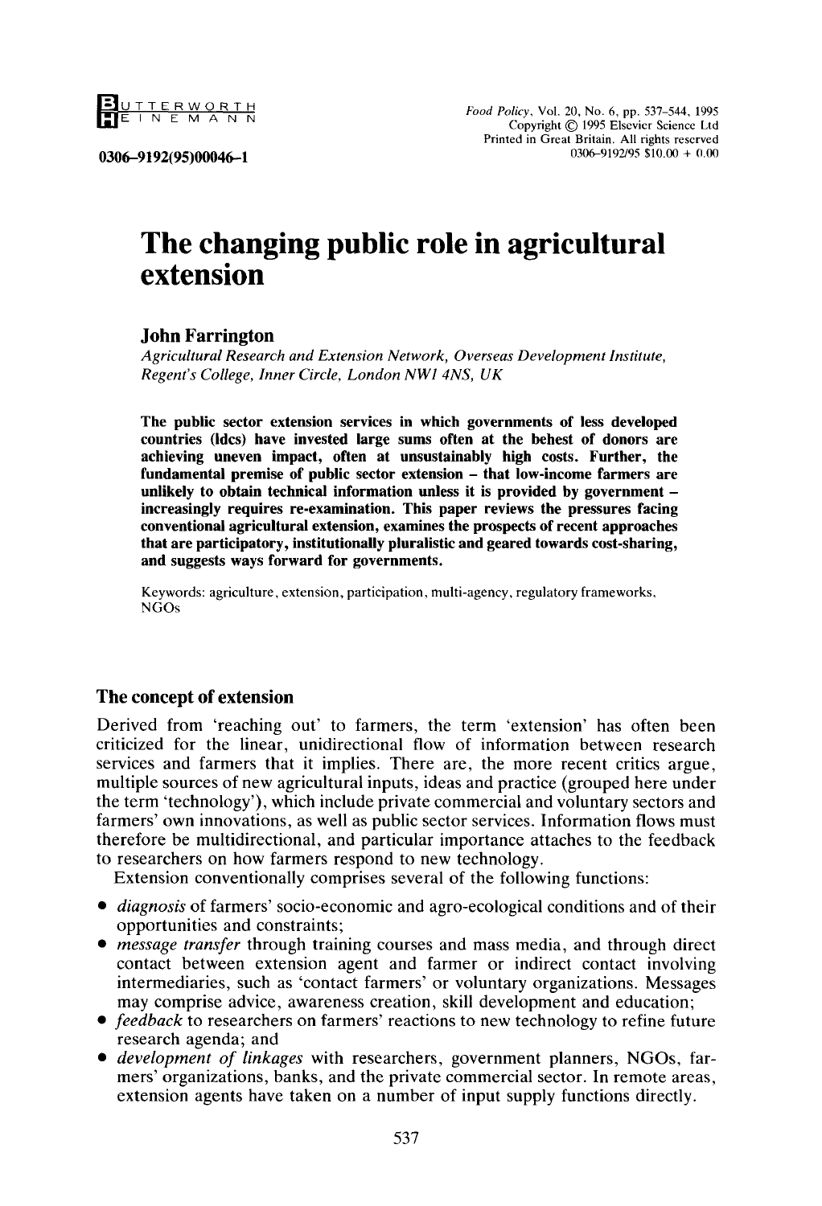# The changing public role in agricultural extension

**John Farrington**

*Agricultural Research and Extension Network, Overseas Development Institute, Regent's College, Inner Circle, London NW1 4NS, UK*

**The public sector extension services in which governments of less developed countries (ldcs) have invested large sums often at the behest of donors are achieving uneven impact, often at unsustainably high costs. Further, the fundamental premise of public sector extension – that low-income farmers are unlikely to obtain technical information unless it is provided by government – increasingly requires re-examination. This paper reviews the pressures facing conventional agricultural extension, examines the prospects of recent approaches that are participatory, institutionally pluralistic and geared towards cost-sharing, and suggests ways forward for governments.**

Keywords: agriculture, extension, participation, multi-agency, regulatory frameworks, NGOs

## The concept of extension

Derived from 'reaching out' to farmers, the term 'extension' has often been criticized for the linear, unidirectional flow of information between research services and farmers that it implies. There are, the more recent critics argue, multiple sources of new agricultural inputs, ideas and practice (grouped here under the term 'technology'), which include private commercial and voluntary sectors and farmers' own innovations, as well as public sector services. Information flows must therefore be multidirectional, and particular importance attaches to the feedback to researchers on how farmers respond to new technology.

Extension conventionally comprises several of the following functions:

- *diagnosis* of farmers' socio-economic and agro-ecological conditions and of their opportunities and constraints;
- *message transfer* through training courses and mass media, and through direct contact between extension agent and farmer or indirect contact involving intermediaries, such as 'contact farmers' or voluntary organizations. Messages may comprise advice, awareness creation, skill development and education;
- *feedback* to researchers on farmers' reactions to new technology to refine future research agenda; and
- *development of linkages* with researchers, government planners, NGOs, farmers' organizations, banks, and the private commercial sector. In remote areas, extension agents have taken on a number of input supply functions directly.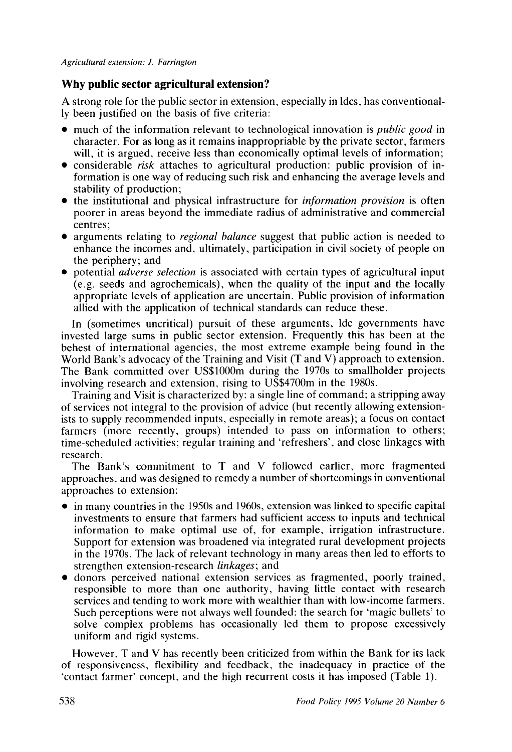## Why public sector agricultural extension?

A strong role for the public sector in extension, especially in ldcs, has conventionally been justified on the basis of five criteria:

- much of the information relevant to technological innovation is *public good* in character. For as long as it remains inappropriable by the private sector, farmers will, it is argued, receive less than economically optimal levels of information;
- considerable *risk* attaches to agricultural production: public provision of information is one way of reducing such risk and enhancing the average levels and stability of production;
- the institutional and physical infrastructure for *information provision* is often poorer in areas beyond the immediate radius of administrative and commercial centres;
- arguments relating to *regional balance* suggest that public action is needed to enhance the incomes and, ultimately, participation in civil society of people on the periphery; and
- potential *adverse selection* is associated with certain types of agricultural input (e.g. seeds and agrochemicals), when the quality of the input and the locally appropriate levels of application are uncertain. Public provision of information allied with the application of technical standards can reduce these.

In (sometimes uncritical) pursuit of these arguments, ldc governments have invested large sums in public sector extension. Frequently this has been at the behest of international agencies, the most extreme example being found in the World Bank's advocacy of the Training and Visit (T and V) approach to extension. The Bank committed over US$1000m during the 1970s to smallholder projects involving research and extension, rising to US$4700m in the 1980s.

Training and Visit is characterized by: a single line of command; a stripping away of services not integral to the provision of advice (but recently allowing extensionists to supply recommended inputs, especially in remote areas); a focus on contact farmers (more recently, groups) intended to pass on information to others; time-scheduled activities; regular training and 'refreshers', and close linkages with research.

The Bank's commitment to T and V followed earlier, more fragmented approaches, and was designed to remedy a number of shortcomings in conventional approaches to extension:

- in many countries in the 1950s and 1960s, extension was linked to specific capital investments to ensure that farmers had sufficient access to inputs and technical information to make optimal use of, for example, irrigation infrastructure. Support for extension was broadened via integrated rural development projects in the 1970s. The lack of relevant technology in many areas then led to efforts to strengthen extension-research *linkages*; and
- donors perceived national extension services as fragmented, poorly trained, responsible to more than one authority, having little contact with research services and tending to work more with wealthier than with low-income farmers. Such perceptions were not always well founded: the search for 'magic bullets' to solve complex problems has occasionally led them to propose excessively uniform and rigid systems.

However, T and V has recently been criticized from within the Bank for its lack of responsiveness, flexibility and feedback, the inadequacy in practice of the 'contact farmer' concept, and the high recurrent costs it has imposed (Table 1).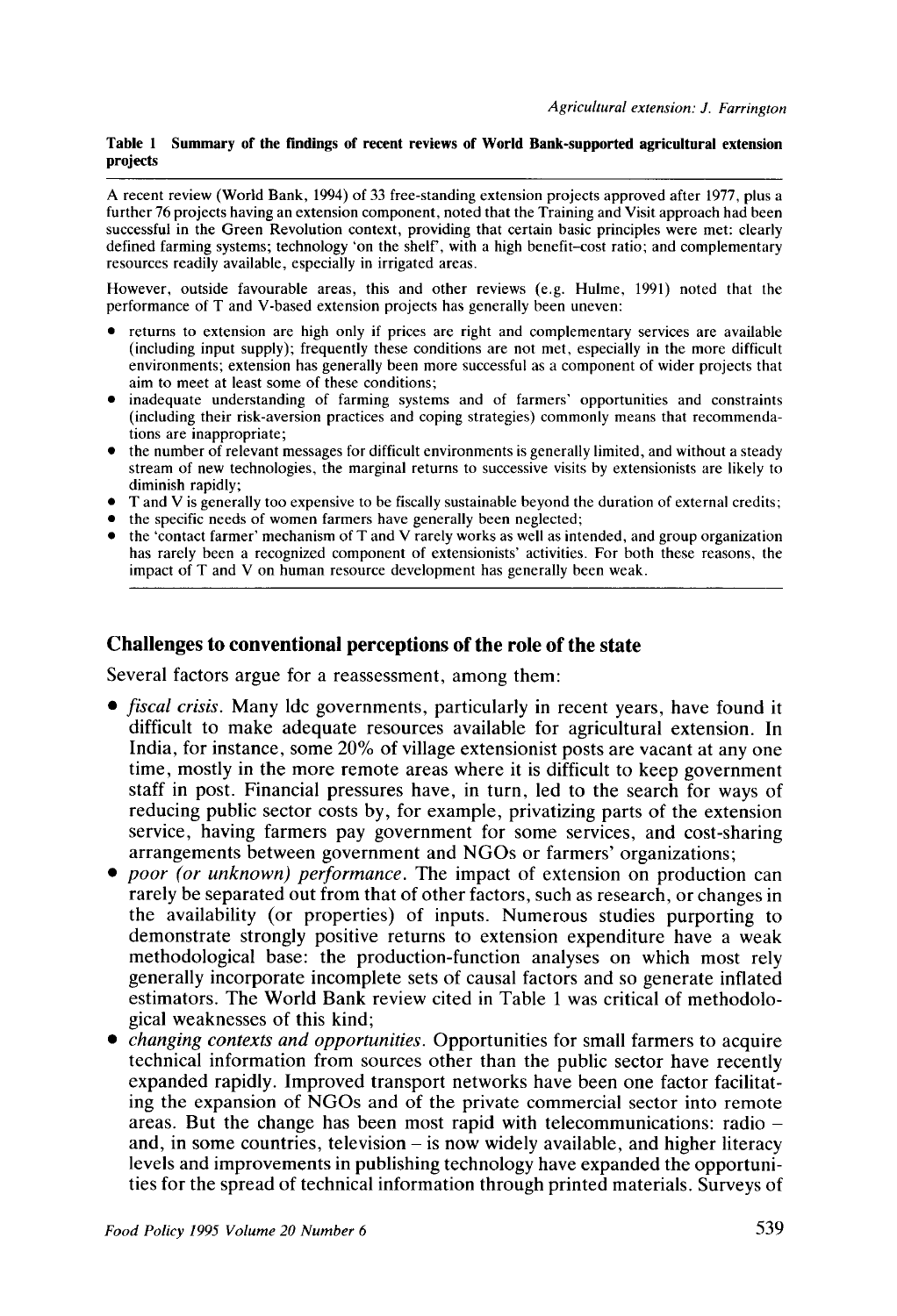**Table 1 Summary of the findings of recent reviews of World Bank-supported agricultural extension projects**

A recent review (World Bank, 1994) of 33 free-standing extension projects approved after 1977, plus a further 76 projects having an extension component, noted that the Training and Visit approach had been successful in the Green Revolution context, providing that certain basic principles were met: clearly defined farming systems; technology 'on the shelf', with a high benefit–cost ratio; and complementary resources readily available, especially in irrigated areas.

However, outside favourable areas, this and other reviews (e.g. Hulme, 1991) noted that the performance of T and V-based extension projects has generally been uneven:

- returns to extension are high only if prices are right and complementary services are available (including input supply); frequently these conditions are not met, especially in the more difficult environments; extension has generally been more successful as a component of wider projects that aim to meet at least some of these conditions;
- inadequate understanding of farming systems and of farmers' opportunities and constraints (including their risk-aversion practices and coping strategies) commonly means that recommendations are inappropriate;
- the number of relevant messages for difficult environments is generally limited, and without a steady stream of new technologies, the marginal returns to successive visits by extensionists are likely to diminish rapidly;
- T and V is generally too expensive to be fiscally sustainable beyond the duration of external credits;
- the specific needs of women farmers have generally been neglected;
- the 'contact farmer' mechanism of T and V rarely works as well as intended, and group organization has rarely been a recognized component of extensionists' activities. For both these reasons, the impact of T and V on human resource development has generally been weak.

## Challenges to conventional perceptions of the role of the state

Several factors argue for a reassessment, among them:

- *fiscal crisis*. Many ldc governments, particularly in recent years, have found it difficult to make adequate resources available for agricultural extension. In India, for instance, some 20% of village extensionist posts are vacant at any one time, mostly in the more remote areas where it is difficult to keep government staff in post. Financial pressures have, in turn, led to the search for ways of reducing public sector costs by, for example, privatizing parts of the extension service, having farmers pay government for some services, and cost-sharing arrangements between government and NGOs or farmers' organizations;
- *poor (or unknown) performance*. The impact of extension on production can rarely be separated out from that of other factors, such as research, or changes in the availability (or properties) of inputs. Numerous studies purporting to demonstrate strongly positive returns to extension expenditure have a weak methodological base: the production-function analyses on which most rely generally incorporate incomplete sets of causal factors and so generate inflated estimators. The World Bank review cited in Table 1 was critical of methodological weaknesses of this kind;
- *changing contexts and opportunities*. Opportunities for small farmers to acquire technical information from sources other than the public sector have recently expanded rapidly. Improved transport networks have been one factor facilitating the expansion of NGOs and of the private commercial sector into remote areas. But the change has been most rapid with telecommunications: radio – and, in some countries, television – is now widely available, and higher literacy levels and improvements in publishing technology have expanded the opportunities for the spread of technical information through printed materials. Surveys of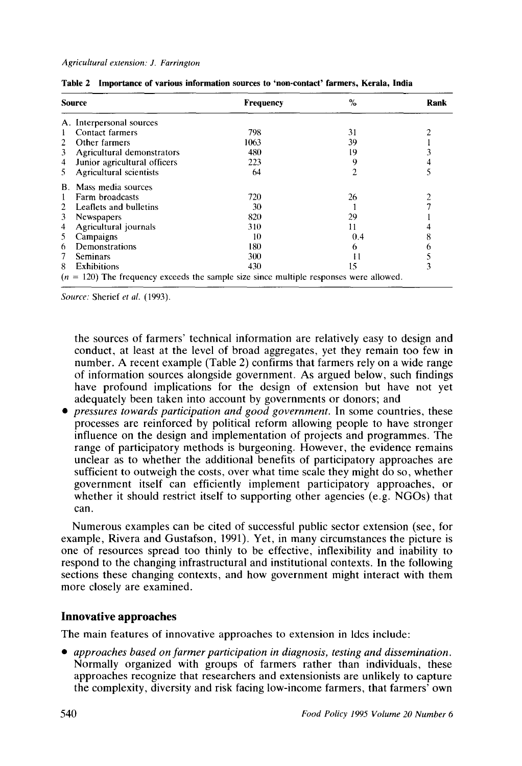**Table 2 Importance of various information sources to 'non-contact' farmers, Kerala, India**

| Source | Frequency | % | Rank |
|---|---|---|---|
| A. Interpersonal sources | | | |
| 1 Contact farmers | 798 | 31 | 2 |
| 2 Other farmers | 1063 | 39 | 1 |
| 3 Agricultural demonstrators | 480 | 19 | 3 |
| 4 Junior agricultural officers | 223 | 9 | 4 |
| 5 Agricultural scientists | 64 | 2 | 5 |
| B. Mass media sources | | | |
| 1 Farm broadcasts | 720 | 26 | 2 |
| 2 Leaflets and bulletins | 30 | 1 | 7 |
| 3 Newspapers | 820 | 29 | 1 |
| 4 Agricultural journals | 310 | 11 | 4 |
| 5 Campaigns | 10 | 0.4 | 8 |
| 6 Demonstrations | 180 | 6 | 6 |
| 7 Seminars | 300 | 11 | 5 |
| 8 Exhibitions | 430 | 15 | 3 |

($n$ = 120) The frequency exceeds the sample size since multiple responses were allowed.

*Source:* Sherief *et al.* (1993).

the sources of farmers' technical information are relatively easy to design and conduct, at least at the level of broad aggregates, yet they remain too few in number. A recent example (Table 2) confirms that farmers rely on a wide range of information sources alongside government. As argued below, such findings have profound implications for the design of extension but have not yet adequately been taken into account by governments or donors; and

- *pressures towards participation and good government.* In some countries, these processes are reinforced by political reform allowing people to have stronger influence on the design and implementation of projects and programmes. The range of participatory methods is burgeoning. However, the evidence remains unclear as to whether the additional benefits of participatory approaches are sufficient to outweigh the costs, over what time scale they might do so, whether government itself can efficiently implement participatory approaches, or whether it should restrict itself to supporting other agencies (e.g. NGOs) that can.

Numerous examples can be cited of successful public sector extension (see, for example, Rivera and Gustafson, 1991). Yet, in many circumstances the picture is one of resources spread too thinly to be effective, inflexibility and inability to respond to the changing infrastructural and institutional contexts. In the following sections these changing contexts, and how government might interact with them more closely are examined.

## Innovative approaches

The main features of innovative approaches to extension in ldcs include:

- *approaches based on farmer participation in diagnosis, testing and dissemination.* Normally organized with groups of farmers rather than individuals, these approaches recognize that researchers and extensionists are unlikely to capture the complexity, diversity and risk facing low-income farmers, that farmers' own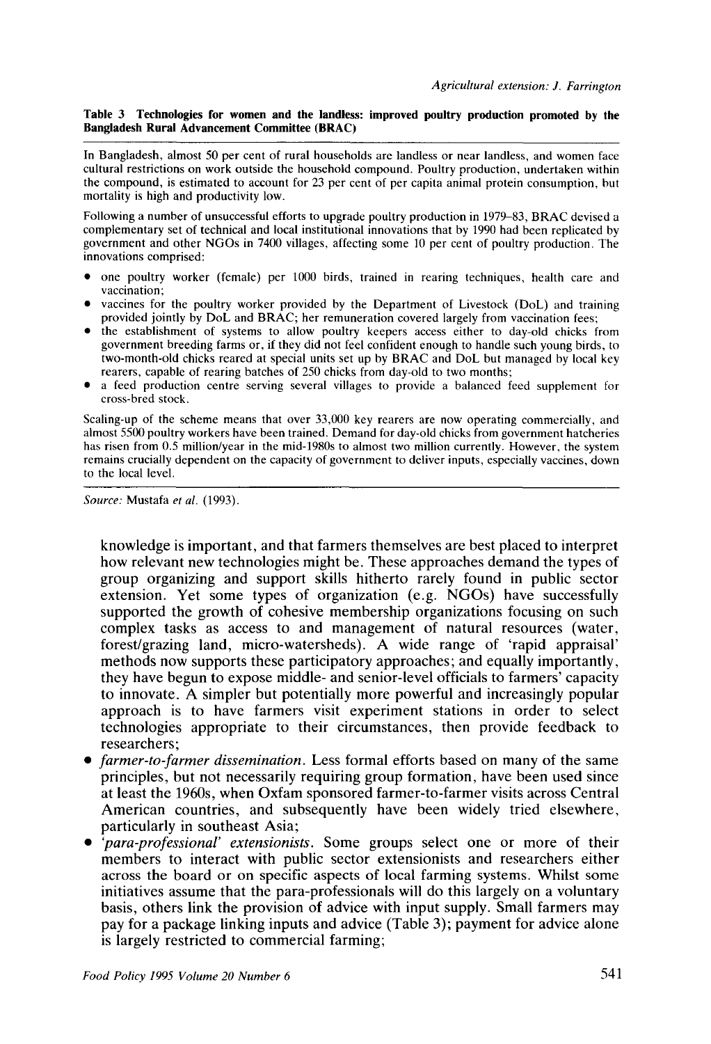**Table 3 Technologies for women and the landless: improved poultry production promoted by the Bangladesh Rural Advancement Committee (BRAC)**

In Bangladesh, almost 50 per cent of rural households are landless or near landless, and women face cultural restrictions on work outside the household compound. Poultry production, undertaken within the compound, is estimated to account for 23 per cent of per capita animal protein consumption, but mortality is high and productivity low.

Following a number of unsuccessful efforts to upgrade poultry production in 1979–83, BRAC devised a complementary set of technical and local institutional innovations that by 1990 had been replicated by government and other NGOs in 7400 villages, affecting some 10 per cent of poultry production. The innovations comprised:

- one poultry worker (female) per 1000 birds, trained in rearing techniques, health care and vaccination;
- vaccines for the poultry worker provided by the Department of Livestock (DoL) and training provided jointly by DoL and BRAC; her remuneration covered largely from vaccination fees;
- the establishment of systems to allow poultry keepers access either to day-old chicks from government breeding farms or, if they did not feel confident enough to handle such young birds, to two-month-old chicks reared at special units set up by BRAC and DoL but managed by local key rearers, capable of rearing batches of 250 chicks from day-old to two months;
- a feed production centre serving several villages to provide a balanced feed supplement for cross-bred stock.

Scaling-up of the scheme means that over 33,000 key rearers are now operating commercially, and almost 5500 poultry workers have been trained. Demand for day-old chicks from government hatcheries has risen from 0.5 million/year in the mid-1980s to almost two million currently. However, the system remains crucially dependent on the capacity of government to deliver inputs, especially vaccines, down to the local level.

*Source:* Mustafa *et al.* (1993).

knowledge is important, and that farmers themselves are best placed to interpret how relevant new technologies might be. These approaches demand the types of group organizing and support skills hitherto rarely found in public sector extension. Yet some types of organization (e.g. NGOs) have successfully supported the growth of cohesive membership organizations focusing on such complex tasks as access to and management of natural resources (water, forest/grazing land, micro-watersheds). A wide range of 'rapid appraisal' methods now supports these participatory approaches; and equally importantly, they have begun to expose middle- and senior-level officials to farmers' capacity to innovate. A simpler but potentially more powerful and increasingly popular approach is to have farmers visit experiment stations in order to select technologies appropriate to their circumstances, then provide feedback to researchers;

- *farmer-to-farmer dissemination*. Less formal efforts based on many of the same principles, but not necessarily requiring group formation, have been used since at least the 1960s, when Oxfam sponsored farmer-to-farmer visits across Central American countries, and subsequently have been widely tried elsewhere, particularly in southeast Asia;
- *'para-professional' extensionists*. Some groups select one or more of their members to interact with public sector extensionists and researchers either across the board or on specific aspects of local farming systems. Whilst some initiatives assume that the para-professionals will do this largely on a voluntary basis, others link the provision of advice with input supply. Small farmers may pay for a package linking inputs and advice (Table 3); payment for advice alone is largely restricted to commercial farming;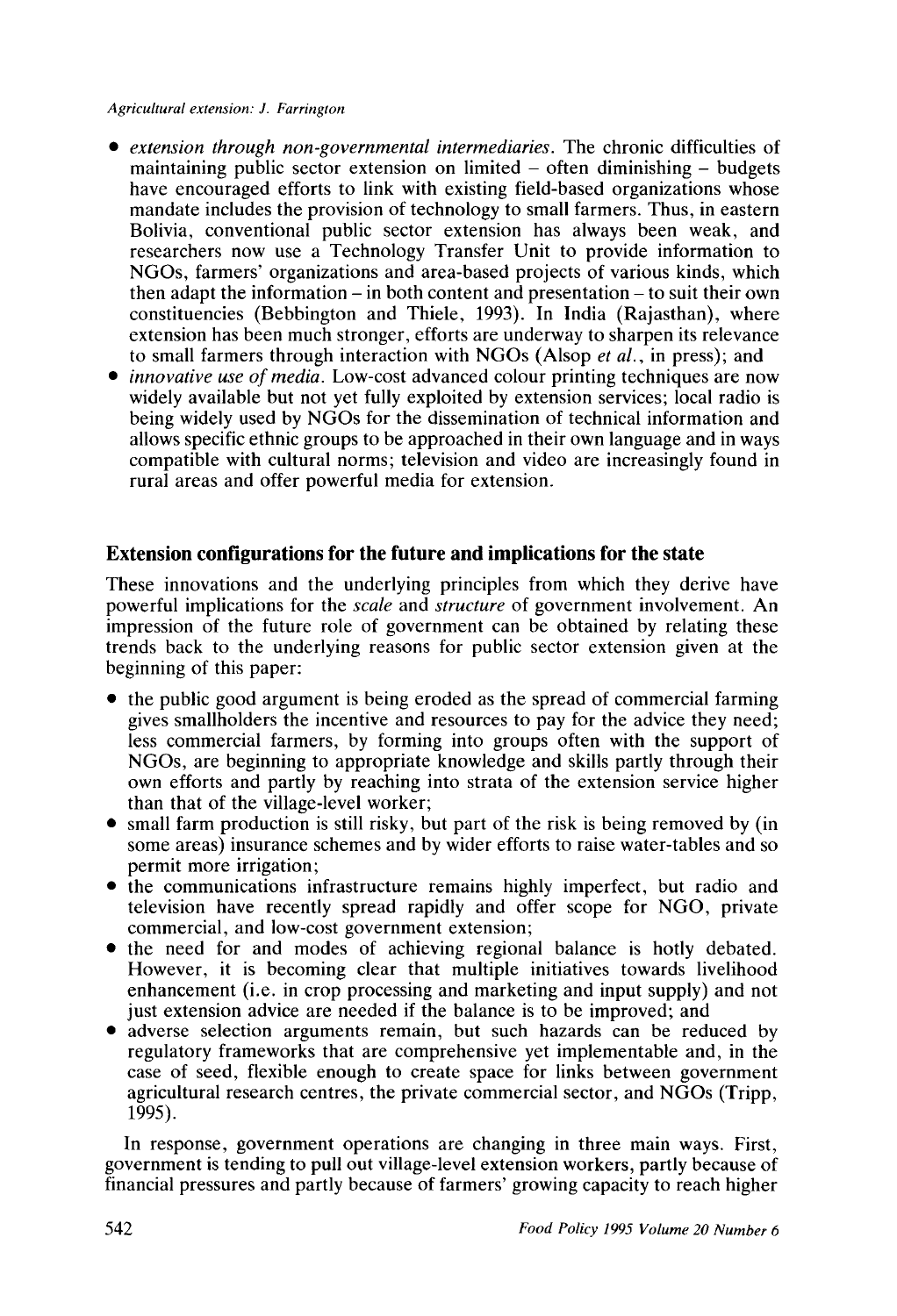- *extension through non-governmental intermediaries.* The chronic difficulties of maintaining public sector extension on limited – often diminishing – budgets have encouraged efforts to link with existing field-based organizations whose mandate includes the provision of technology to small farmers. Thus, in eastern Bolivia, conventional public sector extension has always been weak, and researchers now use a Technology Transfer Unit to provide information to NGOs, farmers' organizations and area-based projects of various kinds, which then adapt the information – in both content and presentation – to suit their own constituencies (Bebbington and Thiele, 1993). In India (Rajasthan), where extension has been much stronger, efforts are underway to sharpen its relevance to small farmers through interaction with NGOs (Alsop *et al.*, in press); and
- *innovative use of media.* Low-cost advanced colour printing techniques are now widely available but not yet fully exploited by extension services; local radio is being widely used by NGOs for the dissemination of technical information and allows specific ethnic groups to be approached in their own language and in ways compatible with cultural norms; television and video are increasingly found in rural areas and offer powerful media for extension.

## Extension configurations for the future and implications for the state

These innovations and the underlying principles from which they derive have powerful implications for the *scale* and *structure* of government involvement. An impression of the future role of government can be obtained by relating these trends back to the underlying reasons for public sector extension given at the beginning of this paper:

- the public good argument is being eroded as the spread of commercial farming gives smallholders the incentive and resources to pay for the advice they need; less commercial farmers, by forming into groups often with the support of NGOs, are beginning to appropriate knowledge and skills partly through their own efforts and partly by reaching into strata of the extension service higher than that of the village-level worker;
- small farm production is still risky, but part of the risk is being removed by (in some areas) insurance schemes and by wider efforts to raise water-tables and so permit more irrigation;
- the communications infrastructure remains highly imperfect, but radio and television have recently spread rapidly and offer scope for NGO, private commercial, and low-cost government extension;
- the need for and modes of achieving regional balance is hotly debated. However, it is becoming clear that multiple initiatives towards livelihood enhancement (i.e. in crop processing and marketing and input supply) and not just extension advice are needed if the balance is to be improved; and
- adverse selection arguments remain, but such hazards can be reduced by regulatory frameworks that are comprehensive yet implementable and, in the case of seed, flexible enough to create space for links between government agricultural research centres, the private commercial sector, and NGOs (Tripp, 1995).

In response, government operations are changing in three main ways. First, government is tending to pull out village-level extension workers, partly because of financial pressures and partly because of farmers' growing capacity to reach higher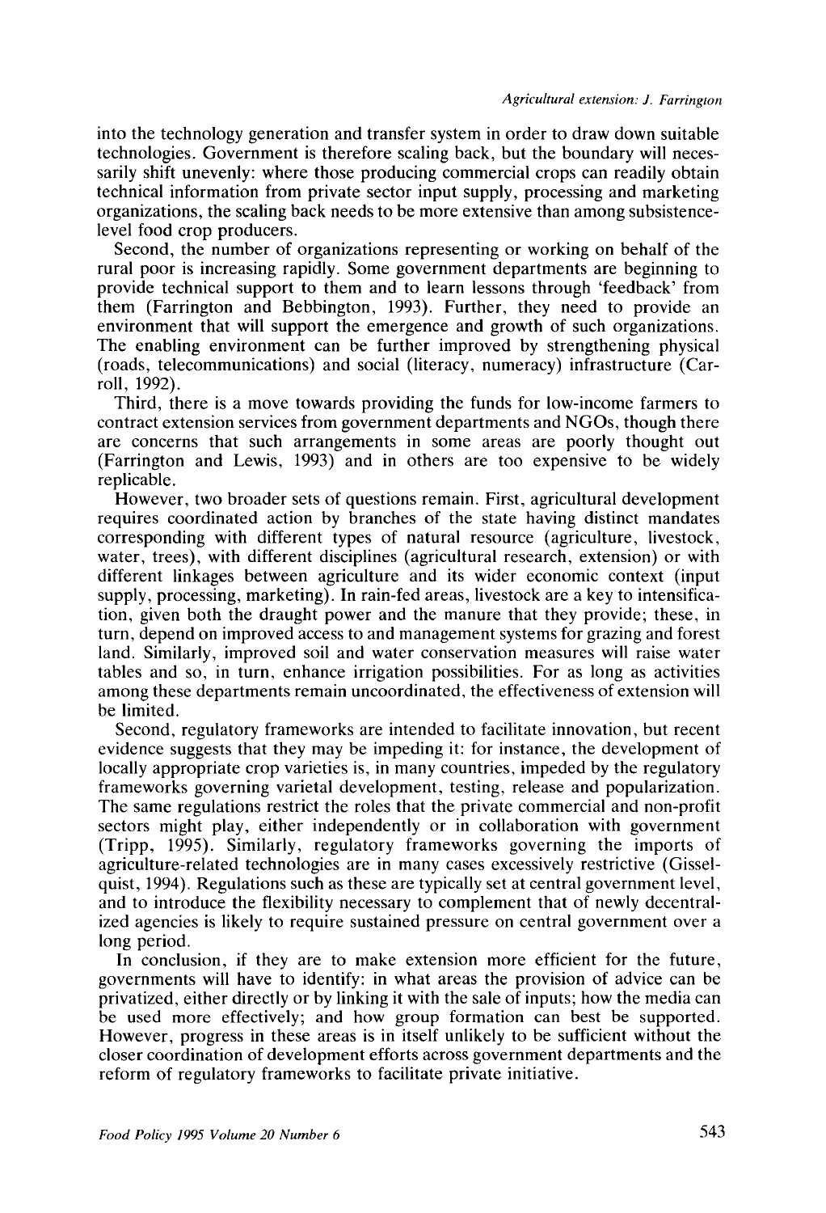into the technology generation and transfer system in order to draw down suitable technologies. Government is therefore scaling back, but the boundary will necessarily shift unevenly: where those producing commercial crops can readily obtain technical information from private sector input supply, processing and marketing organizations, the scaling back needs to be more extensive than among subsistence-level food crop producers.

Second, the number of organizations representing or working on behalf of the rural poor is increasing rapidly. Some government departments are beginning to provide technical support to them and to learn lessons through 'feedback' from them (Farrington and Bebbington, 1993). Further, they need to provide an environment that will support the emergence and growth of such organizations. The enabling environment can be further improved by strengthening physical (roads, telecommunications) and social (literacy, numeracy) infrastructure (Carroll, 1992).

Third, there is a move towards providing the funds for low-income farmers to contract extension services from government departments and NGOs, though there are concerns that such arrangements in some areas are poorly thought out (Farrington and Lewis, 1993) and in others are too expensive to be widely replicable.

However, two broader sets of questions remain. First, agricultural development requires coordinated action by branches of the state having distinct mandates corresponding with different types of natural resource (agriculture, livestock, water, trees), with different disciplines (agricultural research, extension) or with different linkages between agriculture and its wider economic context (input supply, processing, marketing). In rain-fed areas, livestock are a key to intensification, given both the draught power and the manure that they provide; these, in turn, depend on improved access to and management systems for grazing and forest land. Similarly, improved soil and water conservation measures will raise water tables and so, in turn, enhance irrigation possibilities. For as long as activities among these departments remain uncoordinated, the effectiveness of extension will be limited.

Second, regulatory frameworks are intended to facilitate innovation, but recent evidence suggests that they may be impeding it: for instance, the development of locally appropriate crop varieties is, in many countries, impeded by the regulatory frameworks governing varietal development, testing, release and popularization. The same regulations restrict the roles that the private commercial and non-profit sectors might play, either independently or in collaboration with government (Tripp, 1995). Similarly, regulatory frameworks governing the imports of agriculture-related technologies are in many cases excessively restrictive (Gisselquist, 1994). Regulations such as these are typically set at central government level, and to introduce the flexibility necessary to complement that of newly decentralized agencies is likely to require sustained pressure on central government over a long period.

In conclusion, if they are to make extension more efficient for the future, governments will have to identify: in what areas the provision of advice can be privatized, either directly or by linking it with the sale of inputs; how the media can be used more effectively; and how group formation can best be supported. However, progress in these areas is in itself unlikely to be sufficient without the closer coordination of development efforts across government departments and the reform of regulatory frameworks to facilitate private initiative.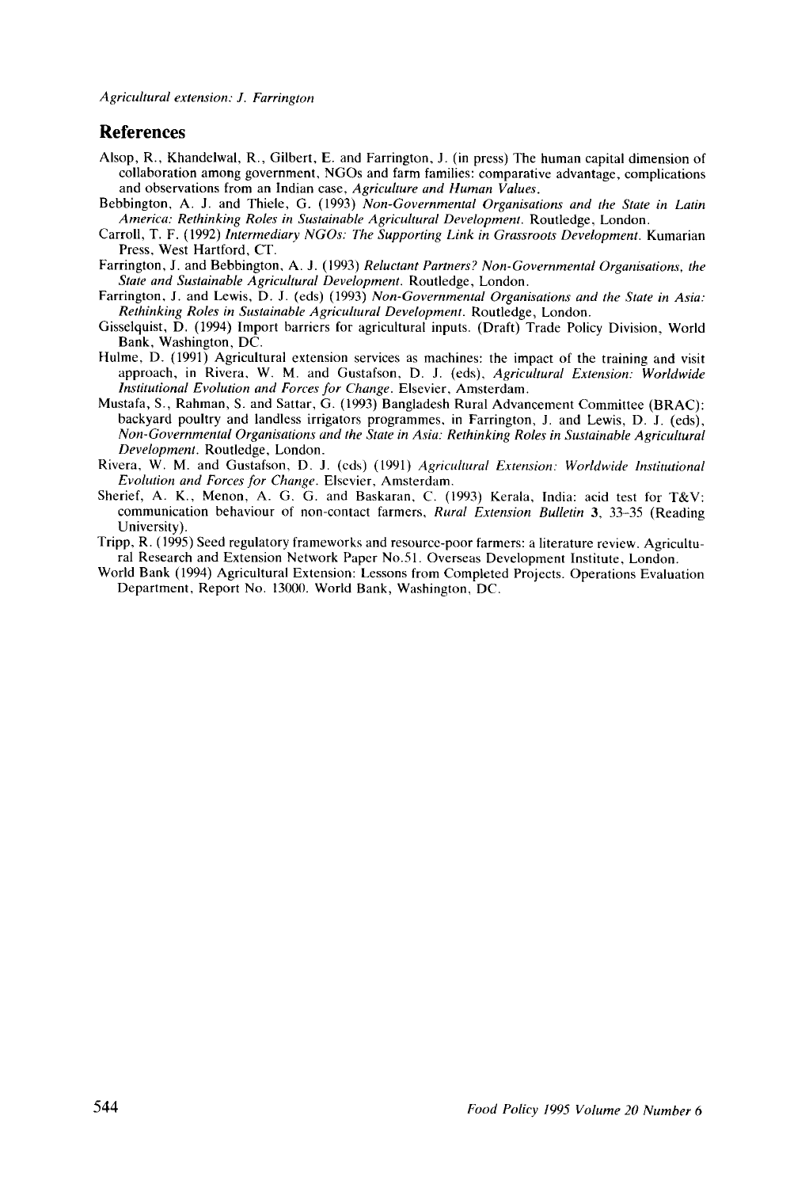## References

Alsop, R., Khandelwal, R., Gilbert, E. and Farrington, J. (in press) The human capital dimension of collaboration among government, NGOs and farm families: comparative advantage, complications and observations from an Indian case, *Agriculture and Human Values*.

Bebbington, A. J. and Thiele, G. (1993) *Non-Governmental Organisations and the State in Latin America: Rethinking Roles in Sustainable Agricultural Development*. Routledge, London.

Carroll, T. F. (1992) *Intermediary NGOs: The Supporting Link in Grassroots Development*. Kumarian Press, West Hartford, CT.

Farrington, J. and Bebbington, A. J. (1993) *Reluctant Partners? Non-Governmental Organisations, the State and Sustainable Agricultural Development*. Routledge, London.

Farrington, J. and Lewis, D. J. (eds) (1993) *Non-Governmental Organisations and the State in Asia: Rethinking Roles in Sustainable Agricultural Development*. Routledge, London.

Gisselquist, D. (1994) Import barriers for agricultural inputs. (Draft) Trade Policy Division, World Bank, Washington, DC.

Hulme, D. (1991) Agricultural extension services as machines: the impact of the training and visit approach, in Rivera, W. M. and Gustafson, D. J. (eds), *Agricultural Extension: Worldwide Institutional Evolution and Forces for Change*. Elsevier, Amsterdam.

Mustafa, S., Rahman, S. and Sattar, G. (1993) Bangladesh Rural Advancement Committee (BRAC): backyard poultry and landless irrigators programmes, in Farrington, J. and Lewis, D. J. (eds), *Non-Governmental Organisations and the State in Asia: Rethinking Roles in Sustainable Agricultural Development*. Routledge, London.

Rivera, W. M. and Gustafson, D. J. (eds) (1991) *Agricultural Extension: Worldwide Institutional Evolution and Forces for Change*. Elsevier, Amsterdam.

Sherief, A. K., Menon, A. G. G. and Baskaran, C. (1993) Kerala, India: acid test for T&V: communication behaviour of non-contact farmers, *Rural Extension Bulletin* **3**, 33–35 (Reading University).

Tripp, R. (1995) Seed regulatory frameworks and resource-poor farmers: a literature review. Agricultural Research and Extension Network Paper No.51. Overseas Development Institute, London.

World Bank (1994) Agricultural Extension: Lessons from Completed Projects. Operations Evaluation Department, Report No. 13000. World Bank, Washington, DC.